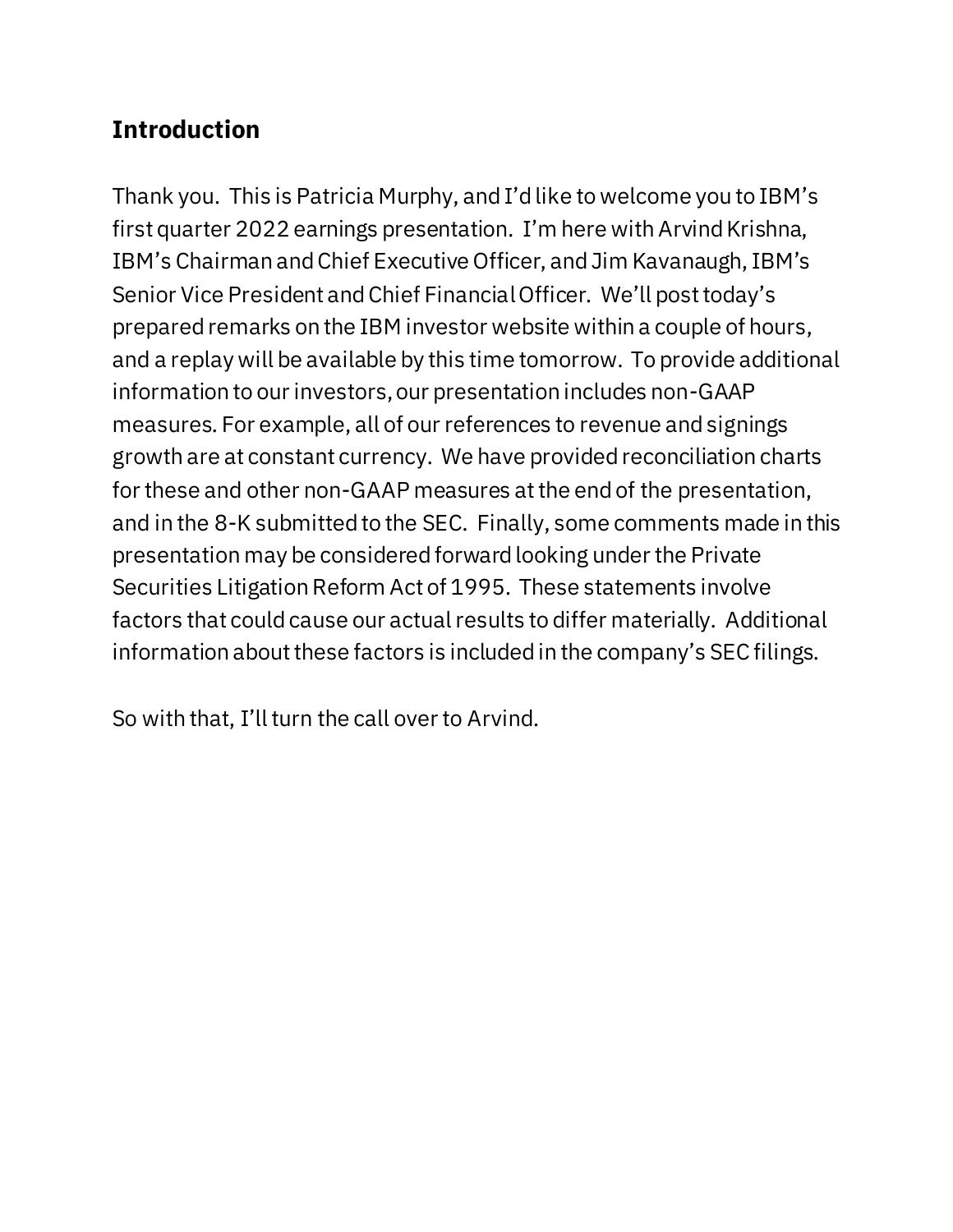## Introduction

Thank you. This is Patricia Murphy, and I'd like to welcome you to IBM's first quarter 2022 earnings presentation. I'm here with Arvind Krishna, IBM's Chairman and Chief Executive Officer, and Jim Kavanaugh, IBM's Senior Vice President and Chief Financial Officer. We'll post today's prepared remarks on the IBM investor website within a couple of hours, and a replay will be available by this time tomorrow. To provide additional information to our investors, our presentation includes non-GAAP measures. For example, all of our references to revenue and signings growth are at constant currency. We have provided reconciliation charts for these and other non-GAAP measures at the end of the presentation, and in the 8-K submitted to the SEC. Finally, some comments made in this presentation may be considered forward looking under the Private Securities Litigation Reform Act of 1995. These statements involve factors that could cause our actual results to differ materially. Additional information about these factors is included in the company's SEC filings.

So with that, I'll turn the call over to Arvind.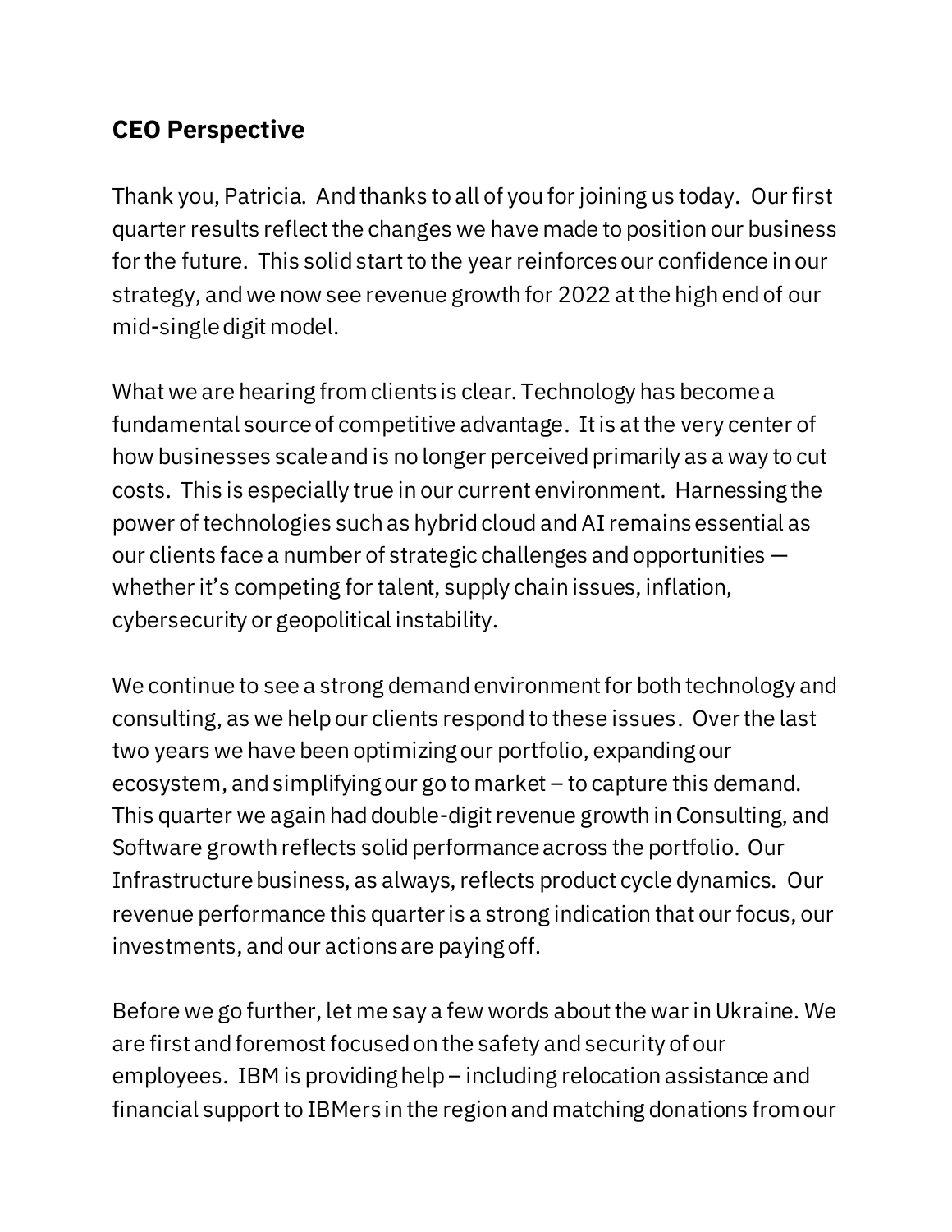## CEO Perspective

Thank you, Patricia. And thanks to all of you for joining us today. Our first quarter results reflect the changes we have made to position our business for the future. This solid start to the year reinforces our confidence in our strategy, and we now see revenue growth for 2022 at the high end of our mid-single digit model.

What we are hearing from clients is clear. Technology has become a fundamental source of competitive advantage. It is at the very center of how businesses scale and is no longer perceived primarily as a way to cut costs. This is especially true in our current environment. Harnessing the power of technologies such as hybrid cloud and AI remains essential as our clients face a number of strategic challenges and opportunities — whether it's competing for talent, supply chain issues, inflation, cybersecurity or geopolitical instability.

We continue to see a strong demand environment for both technology and consulting, as we help our clients respond to these issues. Over the last two years we have been optimizing our portfolio, expanding our ecosystem, and simplifying our go to market – to capture this demand. This quarter we again had double-digit revenue growth in Consulting, and Software growth reflects solid performance across the portfolio. Our Infrastructure business, as always, reflects product cycle dynamics. Our revenue performance this quarter is a strong indication that our focus, our investments, and our actions are paying off.

Before we go further, let me say a few words about the war in Ukraine. We are first and foremost focused on the safety and security of our employees. IBM is providing help – including relocation assistance and financial support to IBMers in the region and matching donations from our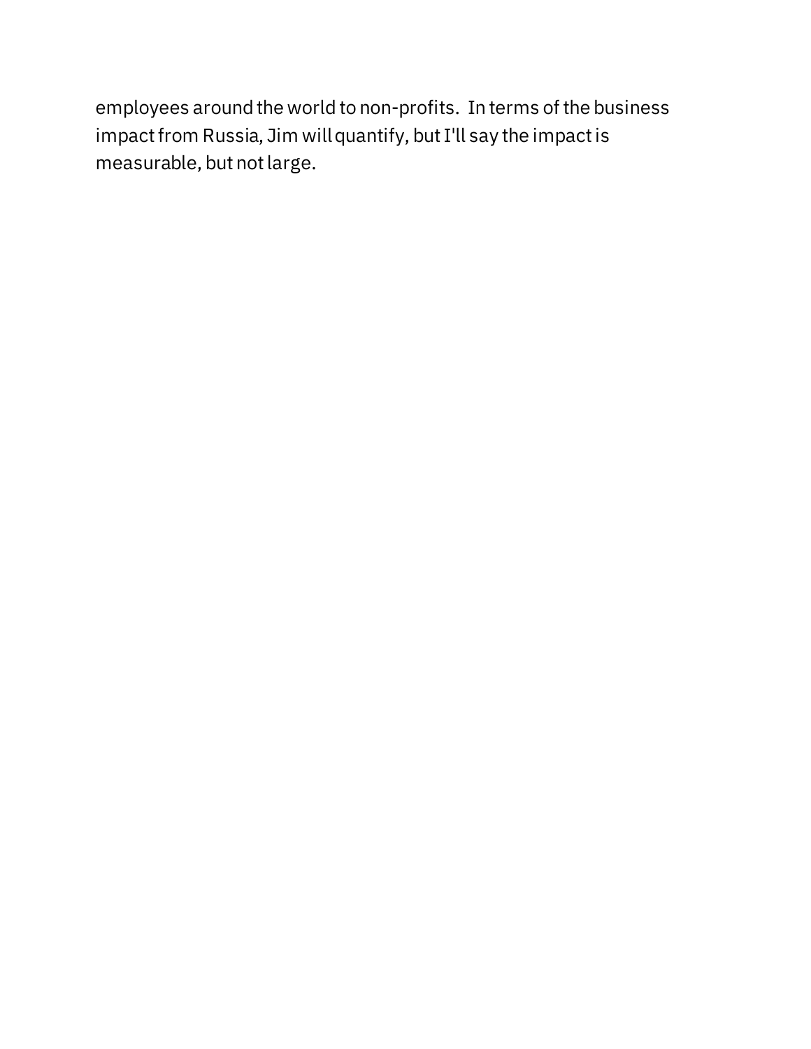employees around the world to non-profits. In terms of the business impact from Russia, Jim will quantify, but I'll say the impact is measurable, but not large.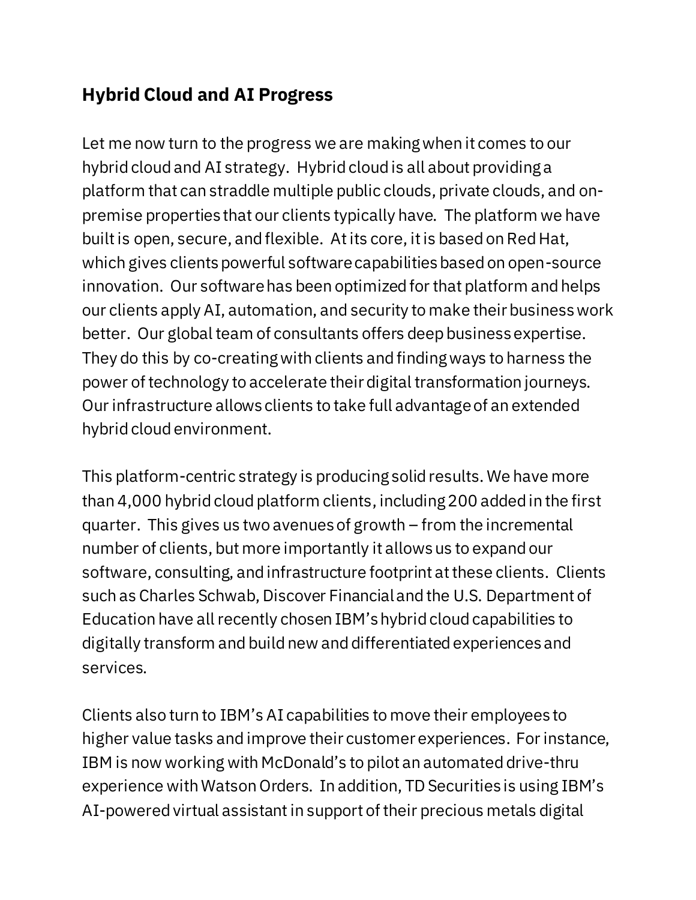## Hybrid Cloud and AI Progress

Let me now turn to the progress we are making when it comes to our hybrid cloud and AI strategy. Hybrid cloud is all about providing a platform that can straddle multiple public clouds, private clouds, and on-premise properties that our clients typically have. The platform we have built is open, secure, and flexible. At its core, it is based on Red Hat, which gives clients powerful software capabilities based on open-source innovation. Our software has been optimized for that platform and helps our clients apply AI, automation, and security to make their business work better. Our global team of consultants offers deep business expertise. They do this by co-creating with clients and finding ways to harness the power of technology to accelerate their digital transformation journeys. Our infrastructure allows clients to take full advantage of an extended hybrid cloud environment.

This platform-centric strategy is producing solid results. We have more than 4,000 hybrid cloud platform clients, including 200 added in the first quarter. This gives us two avenues of growth – from the incremental number of clients, but more importantly it allows us to expand our software, consulting, and infrastructure footprint at these clients. Clients such as Charles Schwab, Discover Financial and the U.S. Department of Education have all recently chosen IBM's hybrid cloud capabilities to digitally transform and build new and differentiated experiences and services.

Clients also turn to IBM's AI capabilities to move their employees to higher value tasks and improve their customer experiences. For instance, IBM is now working with McDonald's to pilot an automated drive-thru experience with Watson Orders. In addition, TD Securities is using IBM's AI-powered virtual assistant in support of their precious metals digital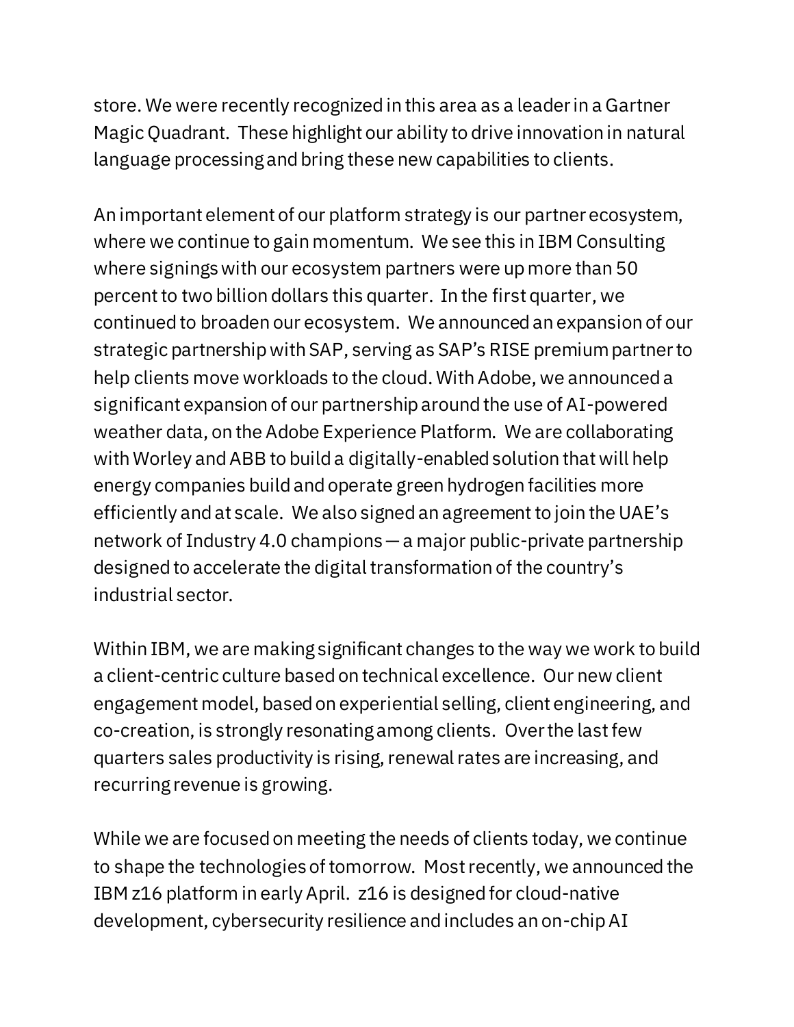store. We were recently recognized in this area as a leader in a Gartner Magic Quadrant. These highlight our ability to drive innovation in natural language processing and bring these new capabilities to clients.

An important element of our platform strategy is our partner ecosystem, where we continue to gain momentum. We see this in IBM Consulting where signings with our ecosystem partners were up more than 50 percent to two billion dollars this quarter. In the first quarter, we continued to broaden our ecosystem. We announced an expansion of our strategic partnership with SAP, serving as SAP's RISE premium partner to help clients move workloads to the cloud. With Adobe, we announced a significant expansion of our partnership around the use of AI-powered weather data, on the Adobe Experience Platform. We are collaborating with Worley and ABB to build a digitally-enabled solution that will help energy companies build and operate green hydrogen facilities more efficiently and at scale. We also signed an agreement to join the UAE's network of Industry 4.0 champions — a major public-private partnership designed to accelerate the digital transformation of the country's industrial sector.

Within IBM, we are making significant changes to the way we work to build a client-centric culture based on technical excellence. Our new client engagement model, based on experiential selling, client engineering, and co-creation, is strongly resonating among clients. Over the last few quarters sales productivity is rising, renewal rates are increasing, and recurring revenue is growing.

While we are focused on meeting the needs of clients today, we continue to shape the technologies of tomorrow. Most recently, we announced the IBM z16 platform in early April. z16 is designed for cloud-native development, cybersecurity resilience and includes an on-chip AI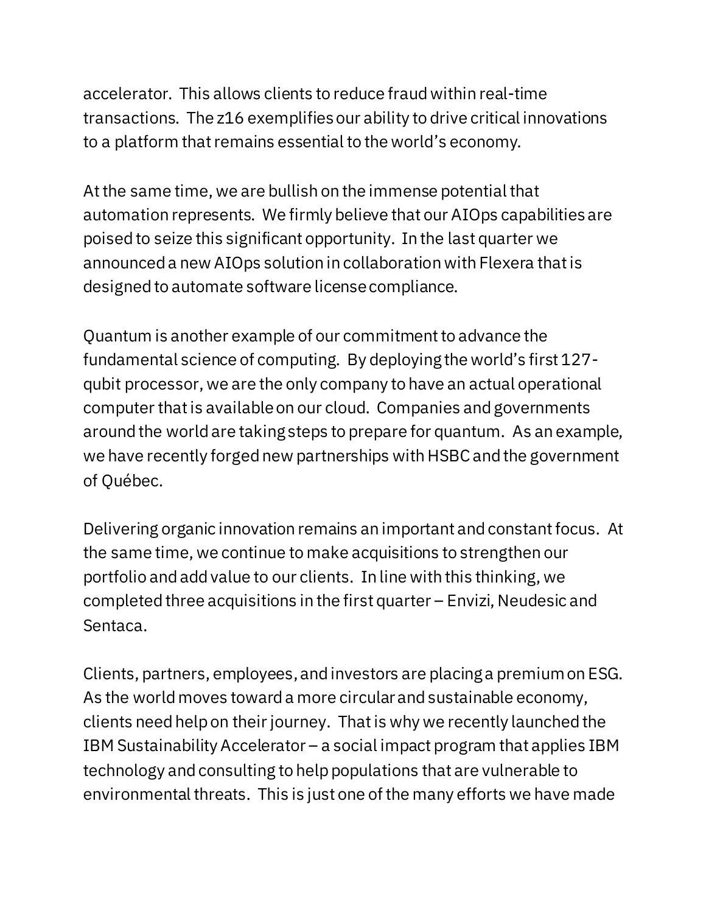accelerator. This allows clients to reduce fraud within real-time transactions. The z16 exemplifies our ability to drive critical innovations to a platform that remains essential to the world's economy.

At the same time, we are bullish on the immense potential that automation represents. We firmly believe that our AIOps capabilities are poised to seize this significant opportunity. In the last quarter we announced a new AIOps solution in collaboration with Flexera that is designed to automate software license compliance.

Quantum is another example of our commitment to advance the fundamental science of computing. By deploying the world's first 127-qubit processor, we are the only company to have an actual operational computer that is available on our cloud. Companies and governments around the world are taking steps to prepare for quantum. As an example, we have recently forged new partnerships with HSBC and the government of Québec.

Delivering organic innovation remains an important and constant focus. At the same time, we continue to make acquisitions to strengthen our portfolio and add value to our clients. In line with this thinking, we completed three acquisitions in the first quarter – Envizi, Neudesic and Sentaca.

Clients, partners, employees, and investors are placing a premium on ESG. As the world moves toward a more circular and sustainable economy, clients need help on their journey. That is why we recently launched the IBM Sustainability Accelerator – a social impact program that applies IBM technology and consulting to help populations that are vulnerable to environmental threats. This is just one of the many efforts we have made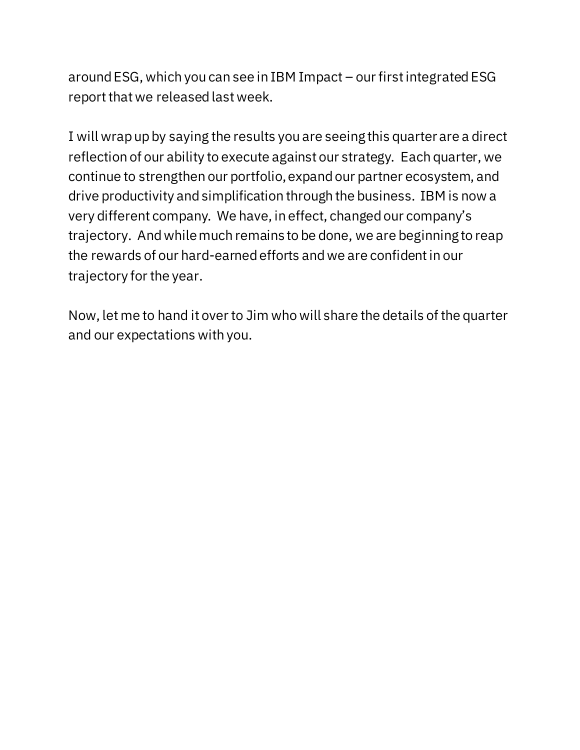around ESG, which you can see in IBM Impact – our first integrated ESG report that we released last week.

I will wrap up by saying the results you are seeing this quarter are a direct reflection of our ability to execute against our strategy. Each quarter, we continue to strengthen our portfolio, expand our partner ecosystem, and drive productivity and simplification through the business. IBM is now a very different company. We have, in effect, changed our company's trajectory. And while much remains to be done, we are beginning to reap the rewards of our hard-earned efforts and we are confident in our trajectory for the year.

Now, let me to hand it over to Jim who will share the details of the quarter and our expectations with you.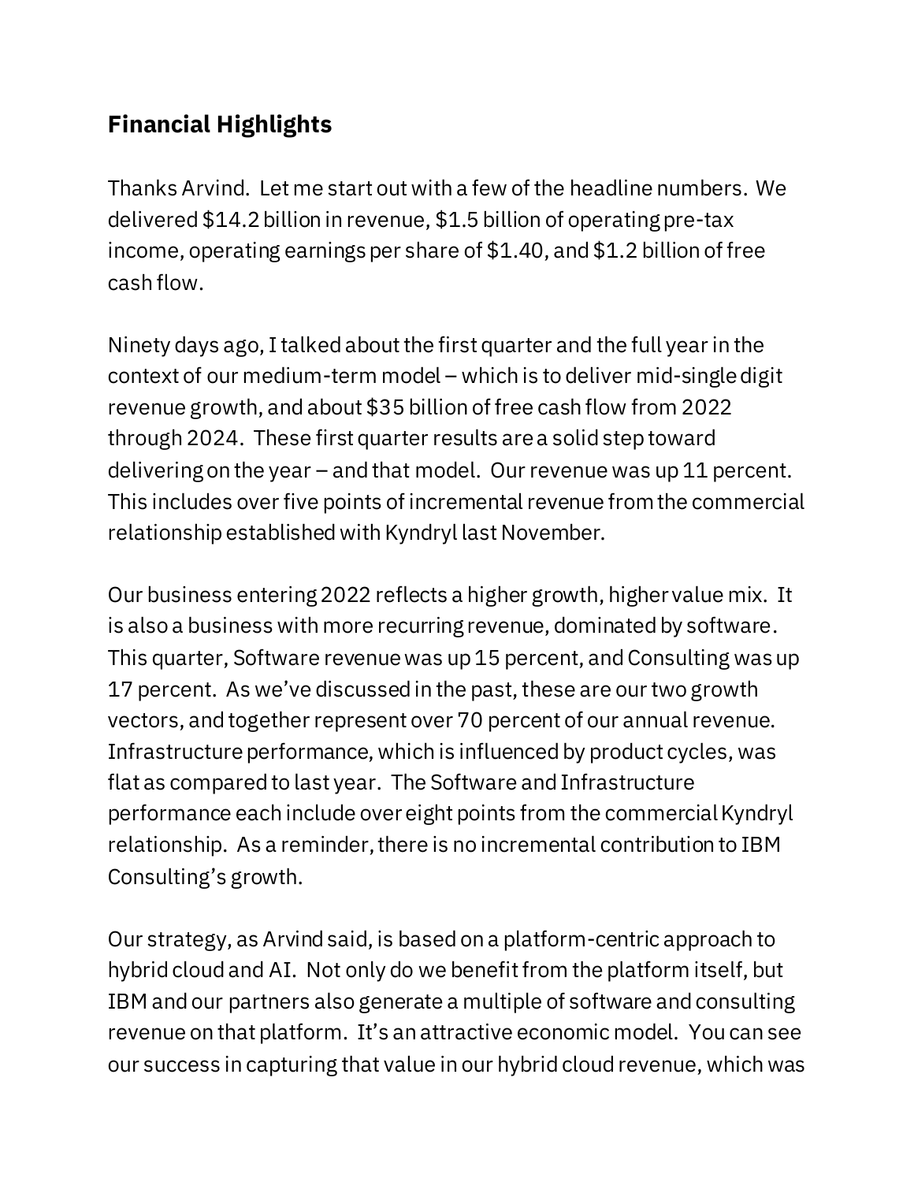## Financial Highlights

Thanks Arvind. Let me start out with a few of the headline numbers. We delivered $14.2 billion in revenue, $1.5 billion of operating pre-tax income, operating earnings per share of $1.40, and $1.2 billion of free cash flow.

Ninety days ago, I talked about the first quarter and the full year in the context of our medium-term model – which is to deliver mid-single digit revenue growth, and about $35 billion of free cash flow from 2022 through 2024. These first quarter results are a solid step toward delivering on the year – and that model. Our revenue was up 11 percent. This includes over five points of incremental revenue from the commercial relationship established with Kyndryl last November.

Our business entering 2022 reflects a higher growth, higher value mix. It is also a business with more recurring revenue, dominated by software. This quarter, Software revenue was up 15 percent, and Consulting was up 17 percent. As we've discussed in the past, these are our two growth vectors, and together represent over 70 percent of our annual revenue. Infrastructure performance, which is influenced by product cycles, was flat as compared to last year. The Software and Infrastructure performance each include over eight points from the commercial Kyndryl relationship. As a reminder, there is no incremental contribution to IBM Consulting's growth.

Our strategy, as Arvind said, is based on a platform-centric approach to hybrid cloud and AI. Not only do we benefit from the platform itself, but IBM and our partners also generate a multiple of software and consulting revenue on that platform. It's an attractive economic model. You can see our success in capturing that value in our hybrid cloud revenue, which was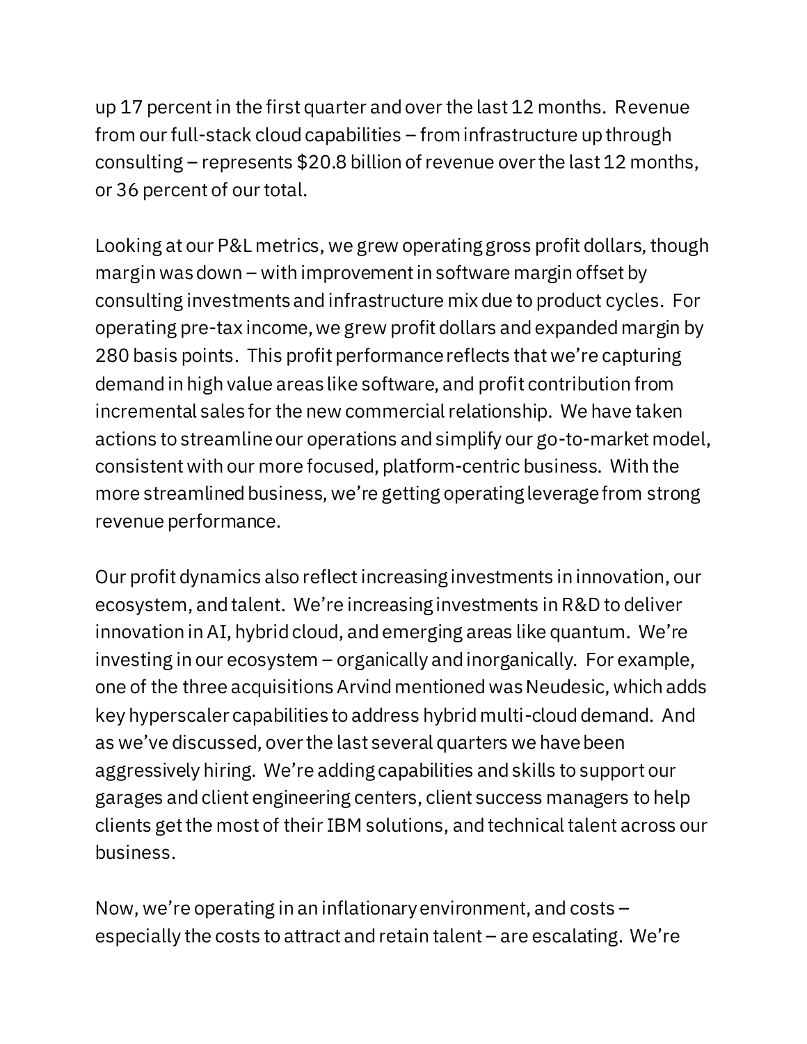up 17 percent in the first quarter and over the last 12 months. Revenue from our full-stack cloud capabilities – from infrastructure up through consulting – represents $20.8 billion of revenue over the last 12 months, or 36 percent of our total.

Looking at our P&L metrics, we grew operating gross profit dollars, though margin was down – with improvement in software margin offset by consulting investments and infrastructure mix due to product cycles. For operating pre-tax income, we grew profit dollars and expanded margin by 280 basis points. This profit performance reflects that we're capturing demand in high value areas like software, and profit contribution from incremental sales for the new commercial relationship. We have taken actions to streamline our operations and simplify our go-to-market model, consistent with our more focused, platform-centric business. With the more streamlined business, we're getting operating leverage from strong revenue performance.

Our profit dynamics also reflect increasing investments in innovation, our ecosystem, and talent. We're increasing investments in R&D to deliver innovation in AI, hybrid cloud, and emerging areas like quantum. We're investing in our ecosystem – organically and inorganically. For example, one of the three acquisitions Arvind mentioned was Neudesic, which adds key hyperscaler capabilities to address hybrid multi-cloud demand. And as we've discussed, over the last several quarters we have been aggressively hiring. We're adding capabilities and skills to support our garages and client engineering centers, client success managers to help clients get the most of their IBM solutions, and technical talent across our business.

Now, we're operating in an inflationary environment, and costs – especially the costs to attract and retain talent – are escalating. We're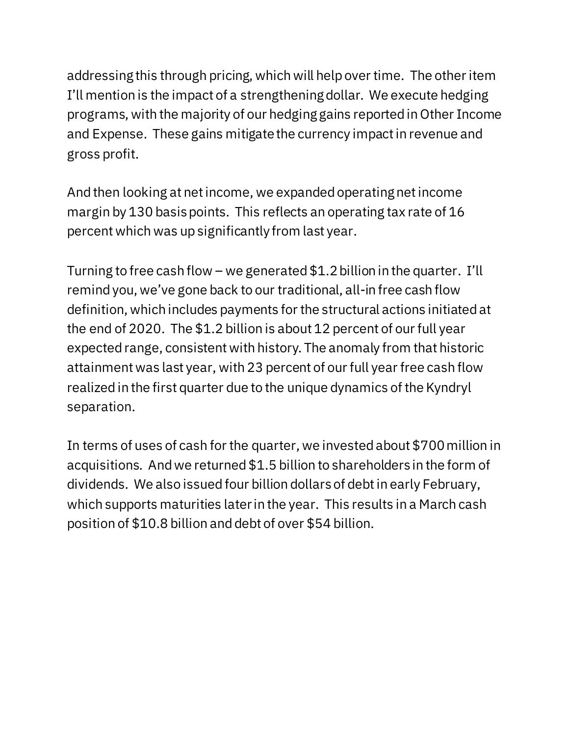addressing this through pricing, which will help over time. The other item I'll mention is the impact of a strengthening dollar. We execute hedging programs, with the majority of our hedging gains reported in Other Income and Expense. These gains mitigate the currency impact in revenue and gross profit.

And then looking at net income, we expanded operating net income margin by 130 basis points. This reflects an operating tax rate of 16 percent which was up significantly from last year.

Turning to free cash flow – we generated $1.2 billion in the quarter. I'll remind you, we've gone back to our traditional, all-in free cash flow definition, which includes payments for the structural actions initiated at the end of 2020. The $1.2 billion is about 12 percent of our full year expected range, consistent with history. The anomaly from that historic attainment was last year, with 23 percent of our full year free cash flow realized in the first quarter due to the unique dynamics of the Kyndryl separation.

In terms of uses of cash for the quarter, we invested about $700 million in acquisitions. And we returned $1.5 billion to shareholders in the form of dividends. We also issued four billion dollars of debt in early February, which supports maturities later in the year. This results in a March cash position of $10.8 billion and debt of over $54 billion.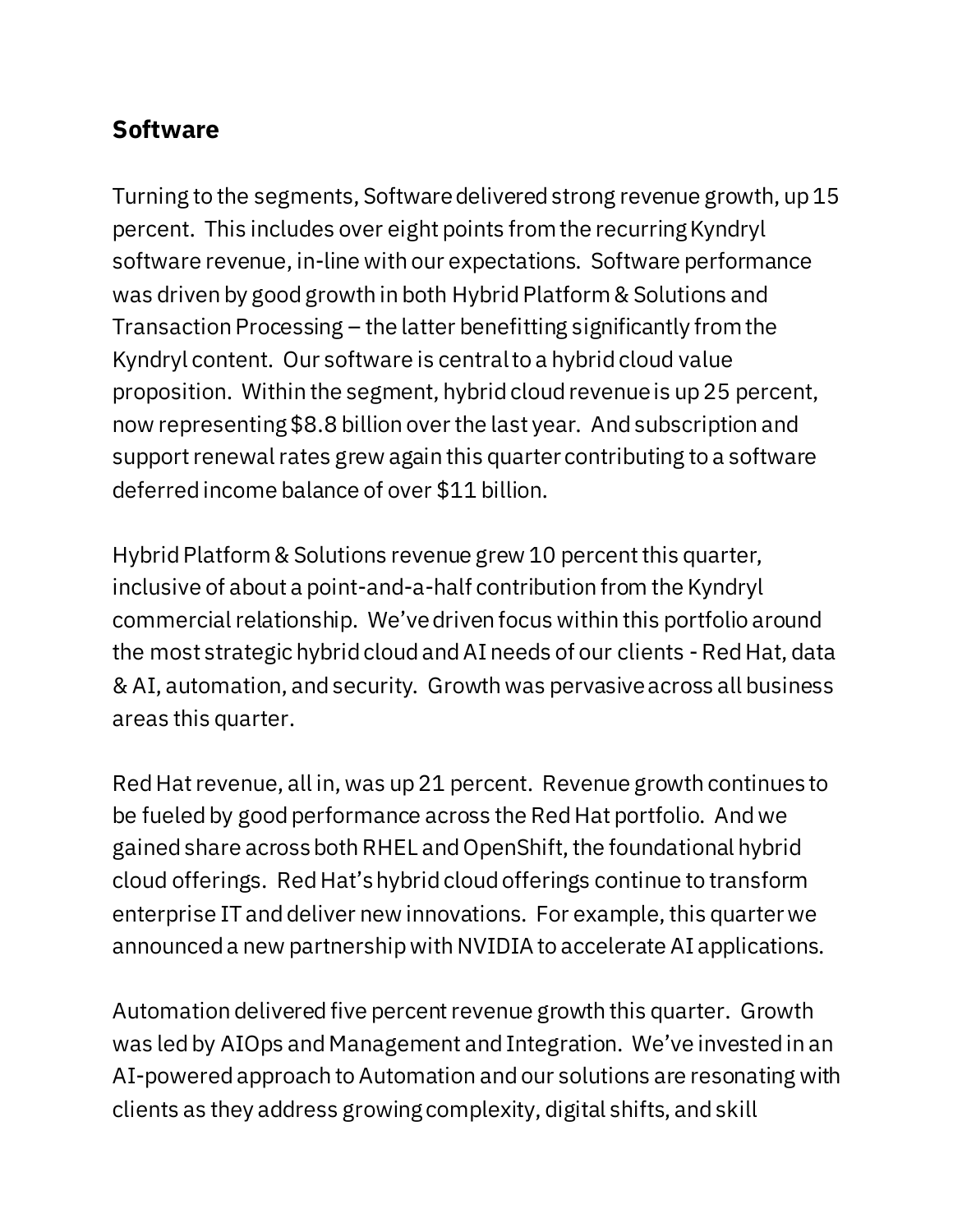## Software

Turning to the segments, Software delivered strong revenue growth, up 15 percent. This includes over eight points from the recurring Kyndryl software revenue, in-line with our expectations. Software performance was driven by good growth in both Hybrid Platform & Solutions and Transaction Processing – the latter benefitting significantly from the Kyndryl content. Our software is central to a hybrid cloud value proposition. Within the segment, hybrid cloud revenue is up 25 percent, now representing $8.8 billion over the last year. And subscription and support renewal rates grew again this quarter contributing to a software deferred income balance of over $11 billion.

Hybrid Platform & Solutions revenue grew 10 percent this quarter, inclusive of about a point-and-a-half contribution from the Kyndryl commercial relationship. We've driven focus within this portfolio around the most strategic hybrid cloud and AI needs of our clients - Red Hat, data & AI, automation, and security. Growth was pervasive across all business areas this quarter.

Red Hat revenue, all in, was up 21 percent. Revenue growth continues to be fueled by good performance across the Red Hat portfolio. And we gained share across both RHEL and OpenShift, the foundational hybrid cloud offerings. Red Hat's hybrid cloud offerings continue to transform enterprise IT and deliver new innovations. For example, this quarter we announced a new partnership with NVIDIA to accelerate AI applications.

Automation delivered five percent revenue growth this quarter. Growth was led by AIOps and Management and Integration. We've invested in an AI-powered approach to Automation and our solutions are resonating with clients as they address growing complexity, digital shifts, and skill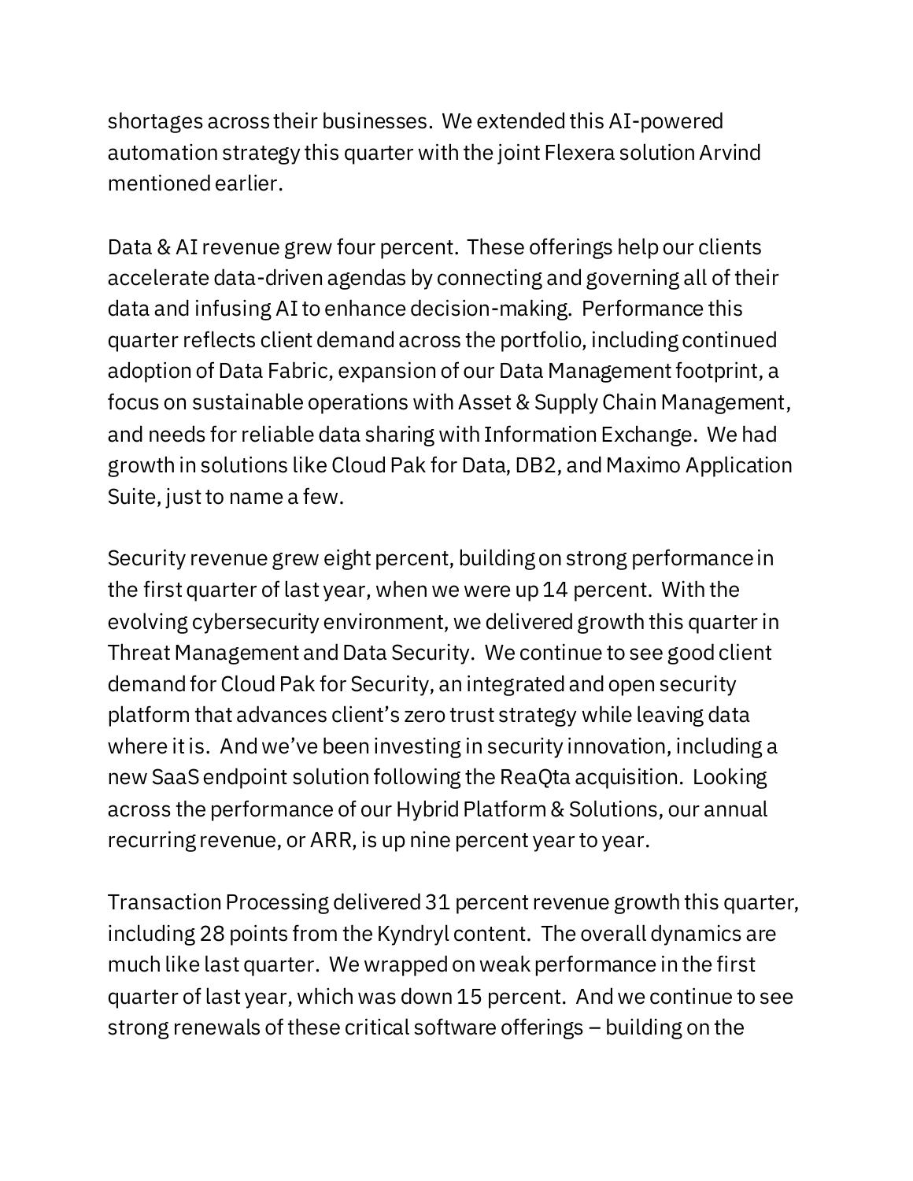shortages across their businesses. We extended this AI-powered automation strategy this quarter with the joint Flexera solution Arvind mentioned earlier.

Data & AI revenue grew four percent. These offerings help our clients accelerate data-driven agendas by connecting and governing all of their data and infusing AI to enhance decision-making. Performance this quarter reflects client demand across the portfolio, including continued adoption of Data Fabric, expansion of our Data Management footprint, a focus on sustainable operations with Asset & Supply Chain Management, and needs for reliable data sharing with Information Exchange. We had growth in solutions like Cloud Pak for Data, DB2, and Maximo Application Suite, just to name a few.

Security revenue grew eight percent, building on strong performance in the first quarter of last year, when we were up 14 percent. With the evolving cybersecurity environment, we delivered growth this quarter in Threat Management and Data Security. We continue to see good client demand for Cloud Pak for Security, an integrated and open security platform that advances client's zero trust strategy while leaving data where it is. And we've been investing in security innovation, including a new SaaS endpoint solution following the ReaQta acquisition. Looking across the performance of our Hybrid Platform & Solutions, our annual recurring revenue, or ARR, is up nine percent year to year.

Transaction Processing delivered 31 percent revenue growth this quarter, including 28 points from the Kyndryl content. The overall dynamics are much like last quarter. We wrapped on weak performance in the first quarter of last year, which was down 15 percent. And we continue to see strong renewals of these critical software offerings – building on the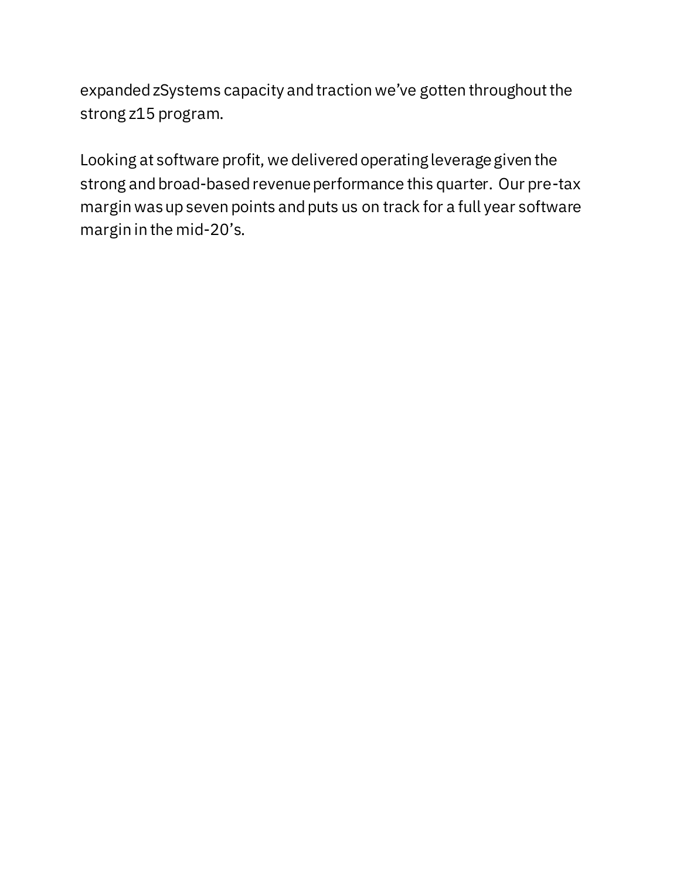expanded zSystems capacity and traction we've gotten throughout the strong z15 program.

Looking at software profit, we delivered operating leverage given the strong and broad-based revenue performance this quarter. Our pre-tax margin was up seven points and puts us on track for a full year software margin in the mid-20's.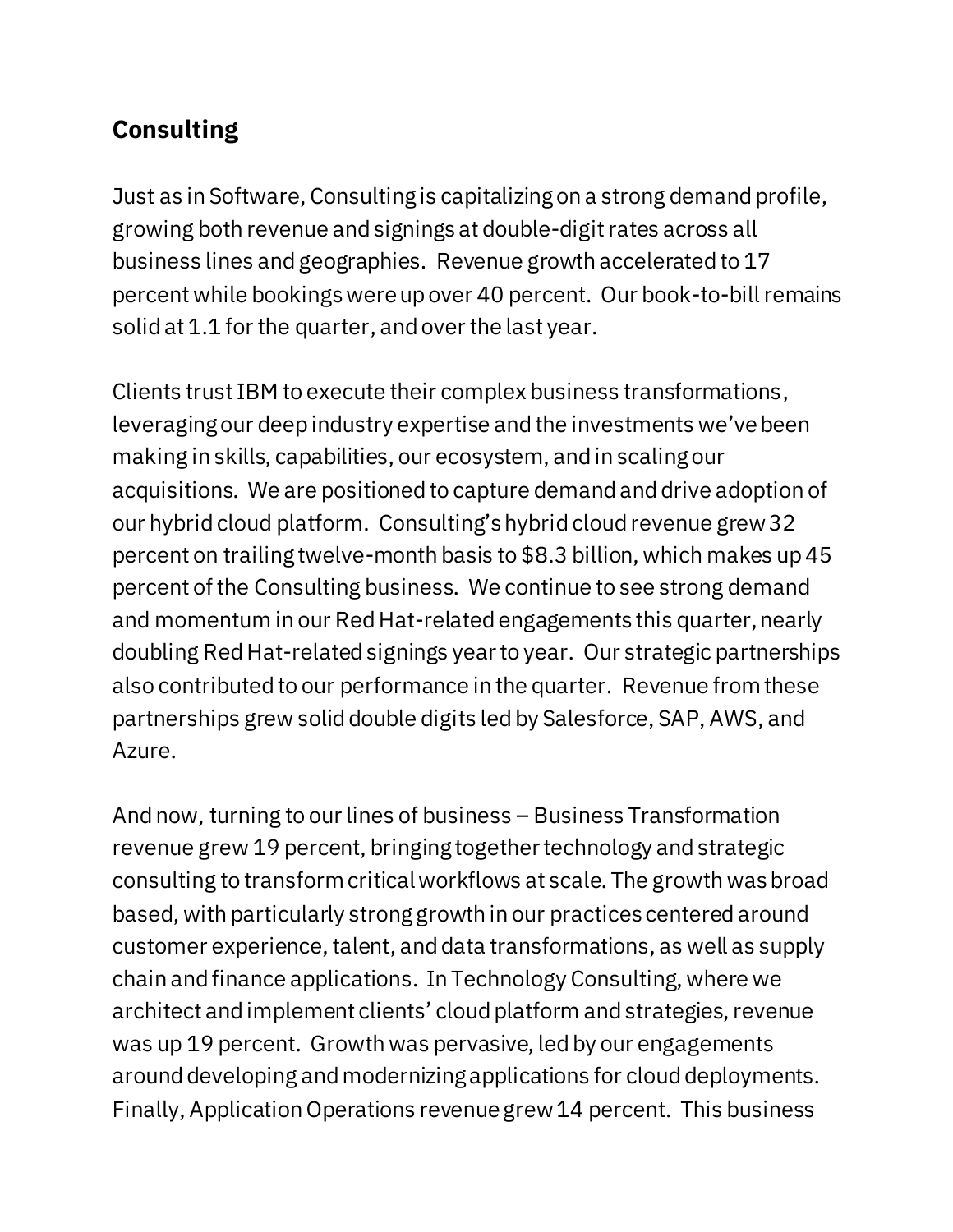## Consulting

Just as in Software, Consulting is capitalizing on a strong demand profile, growing both revenue and signings at double-digit rates across all business lines and geographies. Revenue growth accelerated to 17 percent while bookings were up over 40 percent. Our book-to-bill remains solid at 1.1 for the quarter, and over the last year.

Clients trust IBM to execute their complex business transformations, leveraging our deep industry expertise and the investments we've been making in skills, capabilities, our ecosystem, and in scaling our acquisitions. We are positioned to capture demand and drive adoption of our hybrid cloud platform. Consulting's hybrid cloud revenue grew 32 percent on trailing twelve-month basis to $8.3 billion, which makes up 45 percent of the Consulting business. We continue to see strong demand and momentum in our Red Hat-related engagements this quarter, nearly doubling Red Hat-related signings year to year. Our strategic partnerships also contributed to our performance in the quarter. Revenue from these partnerships grew solid double digits led by Salesforce, SAP, AWS, and Azure.

And now, turning to our lines of business – Business Transformation revenue grew 19 percent, bringing together technology and strategic consulting to transform critical workflows at scale. The growth was broad based, with particularly strong growth in our practices centered around customer experience, talent, and data transformations, as well as supply chain and finance applications. In Technology Consulting, where we architect and implement clients' cloud platform and strategies, revenue was up 19 percent. Growth was pervasive, led by our engagements around developing and modernizing applications for cloud deployments. Finally, Application Operations revenue grew 14 percent. This business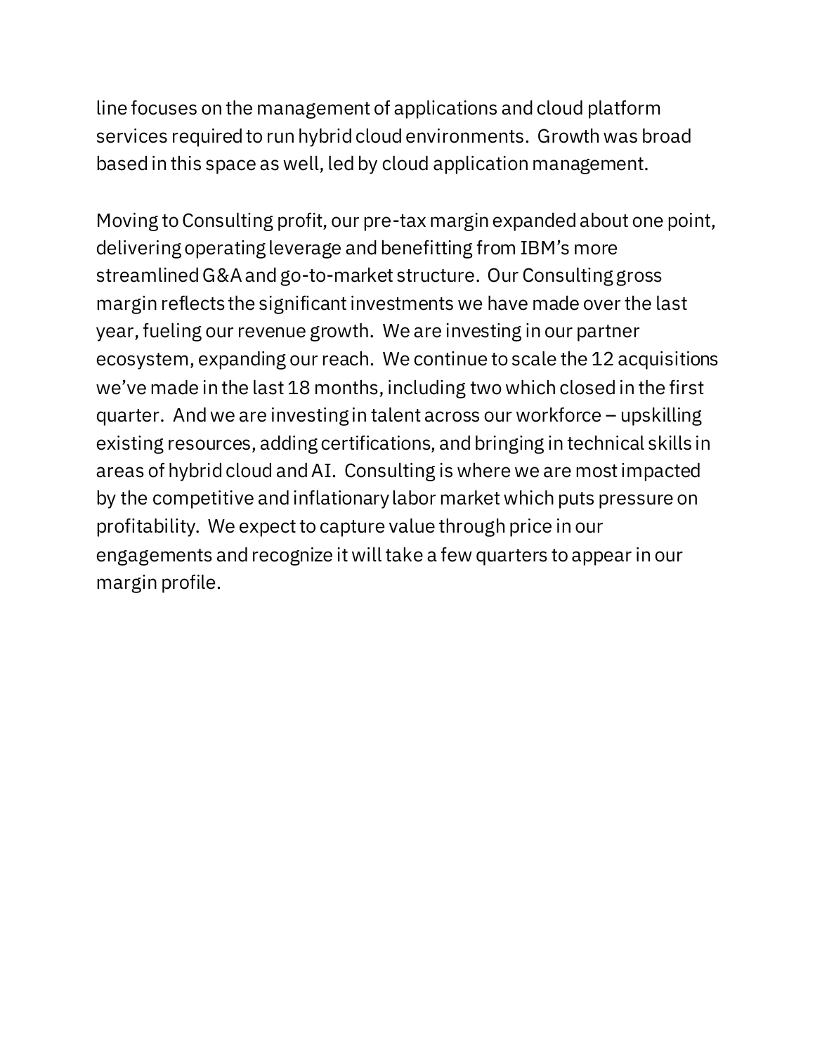line focuses on the management of applications and cloud platform services required to run hybrid cloud environments. Growth was broad based in this space as well, led by cloud application management.

Moving to Consulting profit, our pre-tax margin expanded about one point, delivering operating leverage and benefitting from IBM's more streamlined G&A and go-to-market structure. Our Consulting gross margin reflects the significant investments we have made over the last year, fueling our revenue growth. We are investing in our partner ecosystem, expanding our reach. We continue to scale the 12 acquisitions we've made in the last 18 months, including two which closed in the first quarter. And we are investing in talent across our workforce – upskilling existing resources, adding certifications, and bringing in technical skills in areas of hybrid cloud and AI. Consulting is where we are most impacted by the competitive and inflationary labor market which puts pressure on profitability. We expect to capture value through price in our engagements and recognize it will take a few quarters to appear in our margin profile.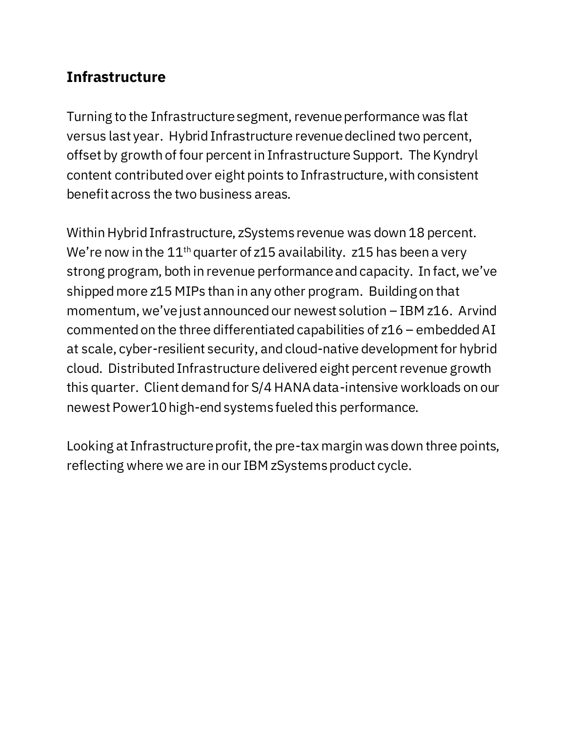## Infrastructure

Turning to the Infrastructure segment, revenue performance was flat versus last year. Hybrid Infrastructure revenue declined two percent, offset by growth of four percent in Infrastructure Support. The Kyndryl content contributed over eight points to Infrastructure, with consistent benefit across the two business areas.

Within Hybrid Infrastructure, zSystems revenue was down 18 percent. We're now in the 11th quarter of z15 availability. z15 has been a very strong program, both in revenue performance and capacity. In fact, we've shipped more z15 MIPs than in any other program. Building on that momentum, we've just announced our newest solution – IBM z16. Arvind commented on the three differentiated capabilities of z16 – embedded AI at scale, cyber-resilient security, and cloud-native development for hybrid cloud. Distributed Infrastructure delivered eight percent revenue growth this quarter. Client demand for S/4 HANA data-intensive workloads on our newest Power10 high-end systems fueled this performance.

Looking at Infrastructure profit, the pre-tax margin was down three points, reflecting where we are in our IBM zSystems product cycle.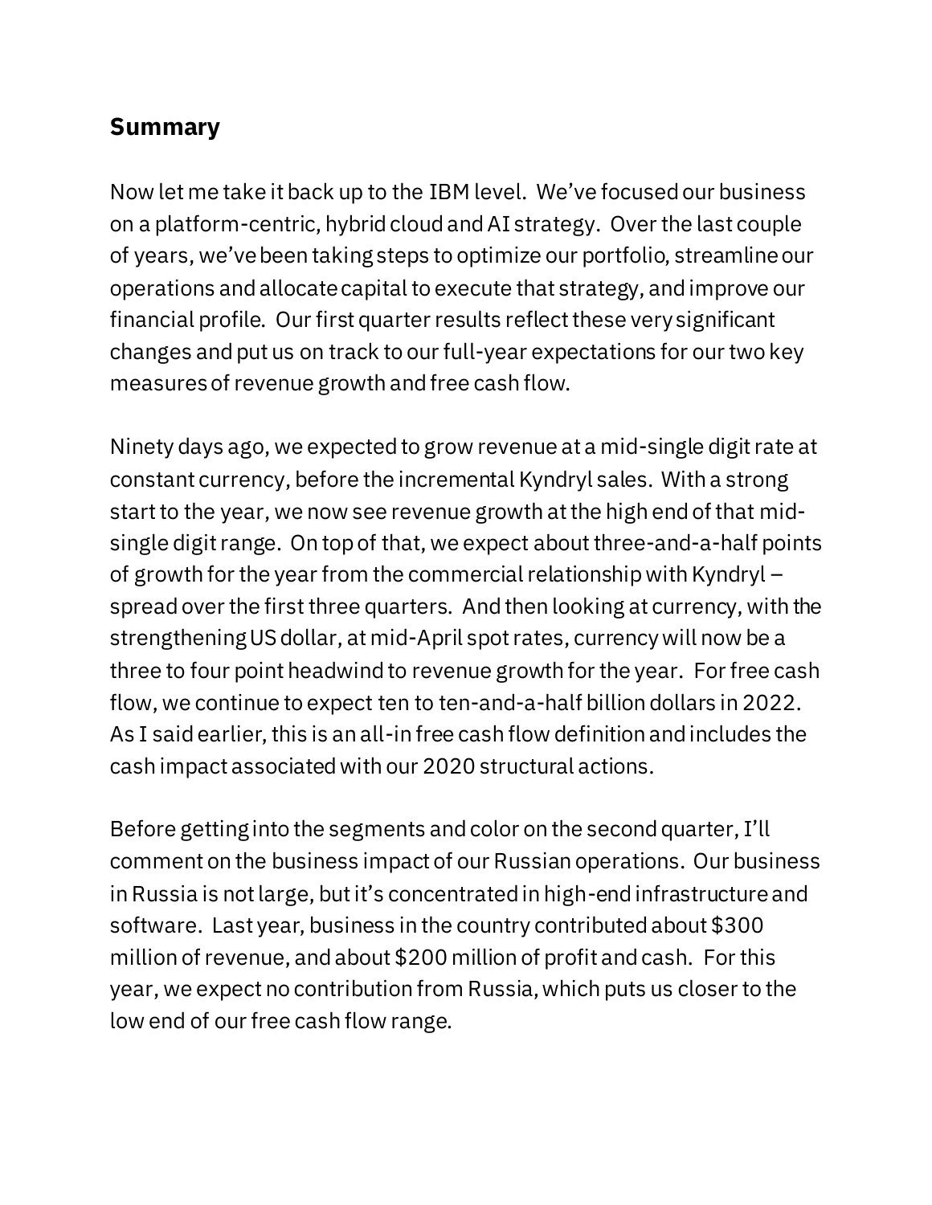## Summary

Now let me take it back up to the IBM level. We've focused our business on a platform-centric, hybrid cloud and AI strategy. Over the last couple of years, we've been taking steps to optimize our portfolio, streamline our operations and allocate capital to execute that strategy, and improve our financial profile. Our first quarter results reflect these very significant changes and put us on track to our full-year expectations for our two key measures of revenue growth and free cash flow.

Ninety days ago, we expected to grow revenue at a mid-single digit rate at constant currency, before the incremental Kyndryl sales. With a strong start to the year, we now see revenue growth at the high end of that mid-single digit range. On top of that, we expect about three-and-a-half points of growth for the year from the commercial relationship with Kyndryl – spread over the first three quarters. And then looking at currency, with the strengthening US dollar, at mid-April spot rates, currency will now be a three to four point headwind to revenue growth for the year. For free cash flow, we continue to expect ten to ten-and-a-half billion dollars in 2022. As I said earlier, this is an all-in free cash flow definition and includes the cash impact associated with our 2020 structural actions.

Before getting into the segments and color on the second quarter, I'll comment on the business impact of our Russian operations. Our business in Russia is not large, but it's concentrated in high-end infrastructure and software. Last year, business in the country contributed about $300 million of revenue, and about $200 million of profit and cash. For this year, we expect no contribution from Russia, which puts us closer to the low end of our free cash flow range.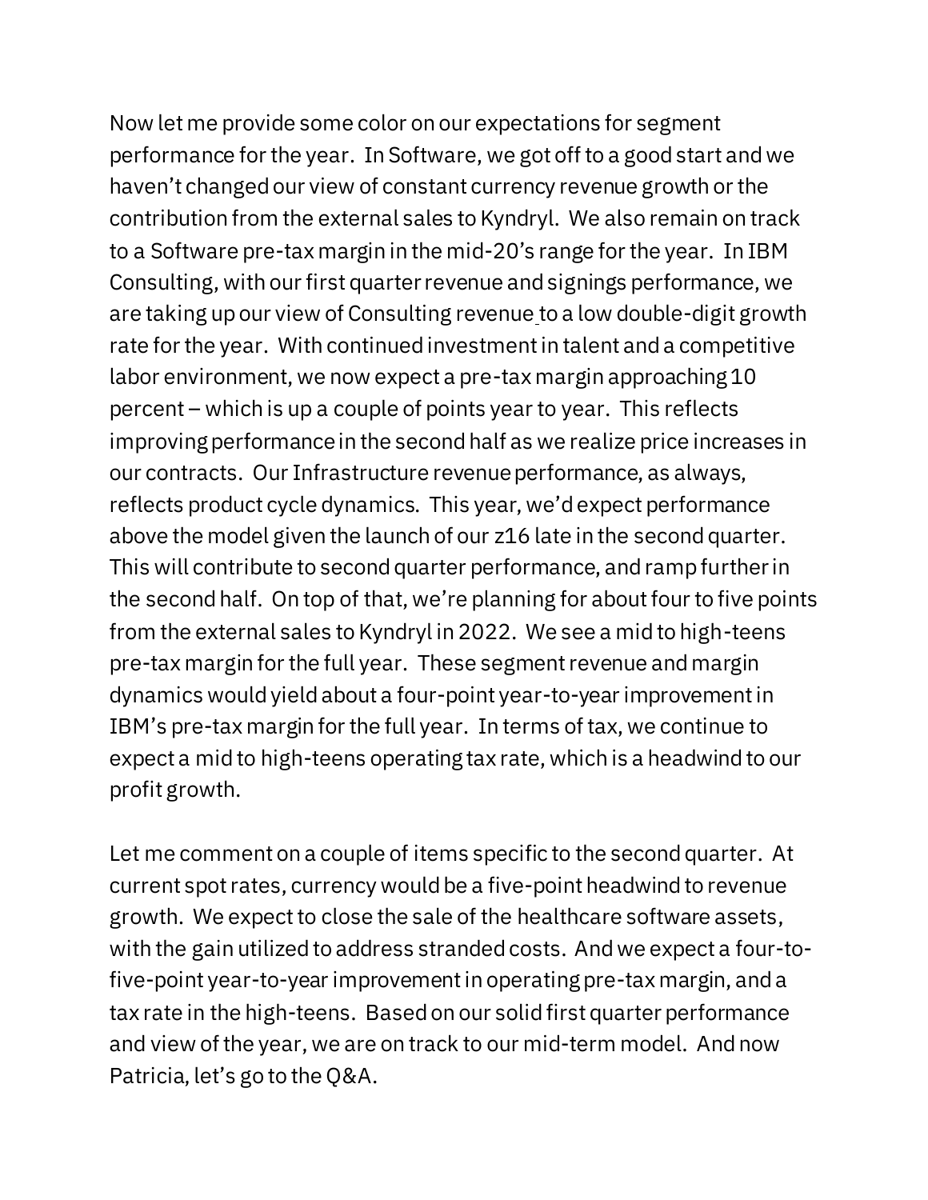Now let me provide some color on our expectations for segment performance for the year. In Software, we got off to a good start and we haven't changed our view of constant currency revenue growth or the contribution from the external sales to Kyndryl. We also remain on track to a Software pre-tax margin in the mid-20's range for the year. In IBM Consulting, with our first quarter revenue and signings performance, we are taking up our view of Consulting revenue to a low double-digit growth rate for the year. With continued investment in talent and a competitive labor environment, we now expect a pre-tax margin approaching 10 percent – which is up a couple of points year to year. This reflects improving performance in the second half as we realize price increases in our contracts. Our Infrastructure revenue performance, as always, reflects product cycle dynamics. This year, we'd expect performance above the model given the launch of our z16 late in the second quarter. This will contribute to second quarter performance, and ramp further in the second half. On top of that, we're planning for about four to five points from the external sales to Kyndryl in 2022. We see a mid to high-teens pre-tax margin for the full year. These segment revenue and margin dynamics would yield about a four-point year-to-year improvement in IBM's pre-tax margin for the full year. In terms of tax, we continue to expect a mid to high-teens operating tax rate, which is a headwind to our profit growth.

Let me comment on a couple of items specific to the second quarter. At current spot rates, currency would be a five-point headwind to revenue growth. We expect to close the sale of the healthcare software assets, with the gain utilized to address stranded costs. And we expect a four-to-five-point year-to-year improvement in operating pre-tax margin, and a tax rate in the high-teens. Based on our solid first quarter performance and view of the year, we are on track to our mid-term model. And now Patricia, let's go to the Q&A.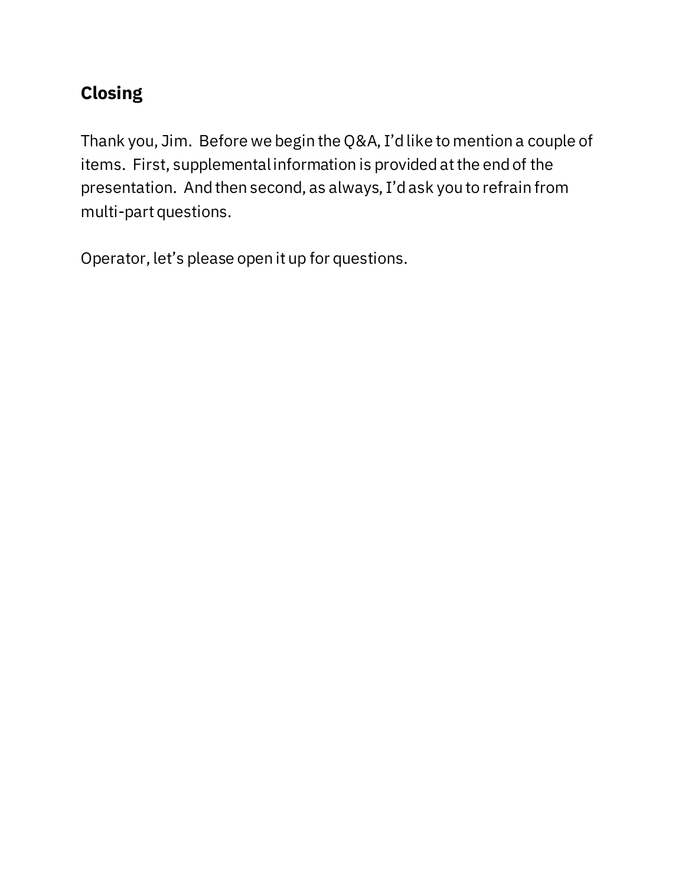## Closing

Thank you, Jim. Before we begin the Q&A, I'd like to mention a couple of items. First, supplemental information is provided at the end of the presentation. And then second, as always, I'd ask you to refrain from multi-part questions.

Operator, let's please open it up for questions.